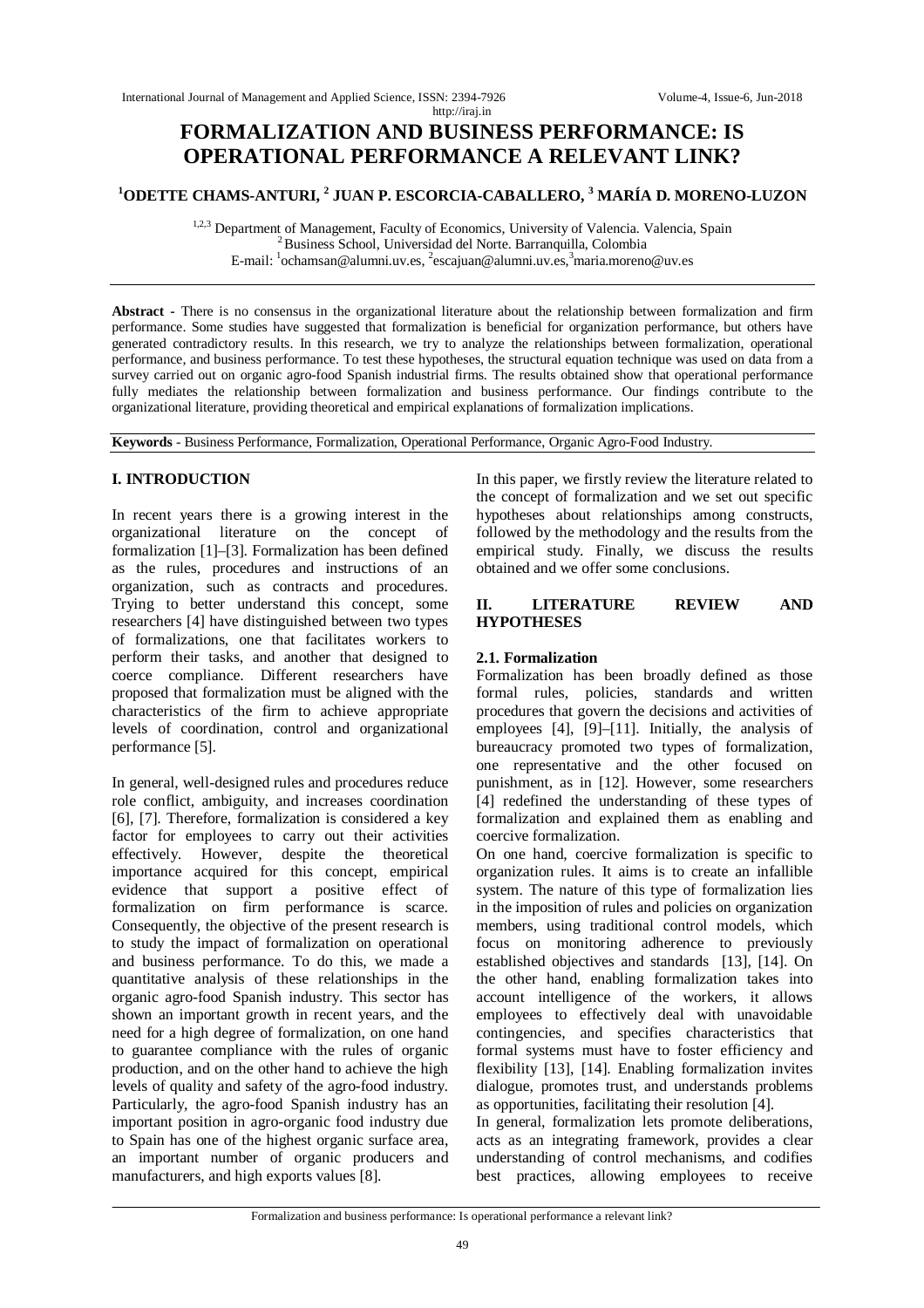# FORMALIZATION AND BUSINESS PERFORMANCE: IS OPERATIONAL PERFORMANCE A RELEVANT LINK?

**[1]ODETTE CHAMS-ANTURI, [2] JUAN P. ESCORCIA-CABALLERO, [3] MARÍA D. MORENO-LUZON**

[1,2,3] Department of Management, Faculty of Economics, University of Valencia. Valencia, Spain
[2] Business School, Universidad del Norte. Barranquilla, Colombia
E-mail: [1]ochamsan@alumni.uv.es, [2]escajuan@alumni.uv.es,[3]maria.moreno@uv.es

**Abstract** - There is no consensus in the organizational literature about the relationship between formalization and firm performance. Some studies have suggested that formalization is beneficial for organization performance, but others have generated contradictory results. In this research, we try to analyze the relationships between formalization, operational performance, and business performance. To test these hypotheses, the structural equation technique was used on data from a survey carried out on organic agro-food Spanish industrial firms. The results obtained show that operational performance fully mediates the relationship between formalization and business performance. Our findings contribute to the organizational literature, providing theoretical and empirical explanations of formalization implications.

**Keywords** - Business Performance, Formalization, Operational Performance, Organic Agro-Food Industry.

## I. INTRODUCTION

In recent years there is a growing interest in the organizational literature on the concept of formalization [1]–[3]. Formalization has been defined as the rules, procedures and instructions of an organization, such as contracts and procedures. Trying to better understand this concept, some researchers [4] have distinguished between two types of formalizations, one that facilitates workers to perform their tasks, and another that designed to coerce compliance. Different researchers have proposed that formalization must be aligned with the characteristics of the firm to achieve appropriate levels of coordination, control and organizational performance [5].

In general, well-designed rules and procedures reduce role conflict, ambiguity, and increases coordination [6], [7]. Therefore, formalization is considered a key factor for employees to carry out their activities effectively. However, despite the theoretical importance acquired for this concept, empirical evidence that support a positive effect of formalization on firm performance is scarce. Consequently, the objective of the present research is to study the impact of formalization on operational and business performance. To do this, we made a quantitative analysis of these relationships in the organic agro-food Spanish industry. This sector has shown an important growth in recent years, and the need for a high degree of formalization, on one hand to guarantee compliance with the rules of organic production, and on the other hand to achieve the high levels of quality and safety of the agro-food industry. Particularly, the agro-food Spanish industry has an important position in agro-organic food industry due to Spain has one of the highest organic surface area, an important number of organic producers and manufacturers, and high exports values [8].

In this paper, we firstly review the literature related to the concept of formalization and we set out specific hypotheses about relationships among constructs, followed by the methodology and the results from the empirical study. Finally, we discuss the results obtained and we offer some conclusions.

## II. LITERATURE REVIEW AND HYPOTHESES

### 2.1. Formalization

Formalization has been broadly defined as those formal rules, policies, standards and written procedures that govern the decisions and activities of employees [4], [9]–[11]. Initially, the analysis of bureaucracy promoted two types of formalization, one representative and the other focused on punishment, as in [12]. However, some researchers [4] redefined the understanding of these types of formalization and explained them as enabling and coercive formalization.

On one hand, coercive formalization is specific to organization rules. It aims is to create an infallible system. The nature of this type of formalization lies in the imposition of rules and policies on organization members, using traditional control models, which focus on monitoring adherence to previously established objectives and standards [13], [14]. On the other hand, enabling formalization takes into account intelligence of the workers, it allows employees to effectively deal with unavoidable contingencies, and specifies characteristics that formal systems must have to foster efficiency and flexibility [13], [14]. Enabling formalization invites dialogue, promotes trust, and understands problems as opportunities, facilitating their resolution [4].

In general, formalization lets promote deliberations, acts as an integrating framework, provides a clear understanding of control mechanisms, and codifies best practices, allowing employees to receive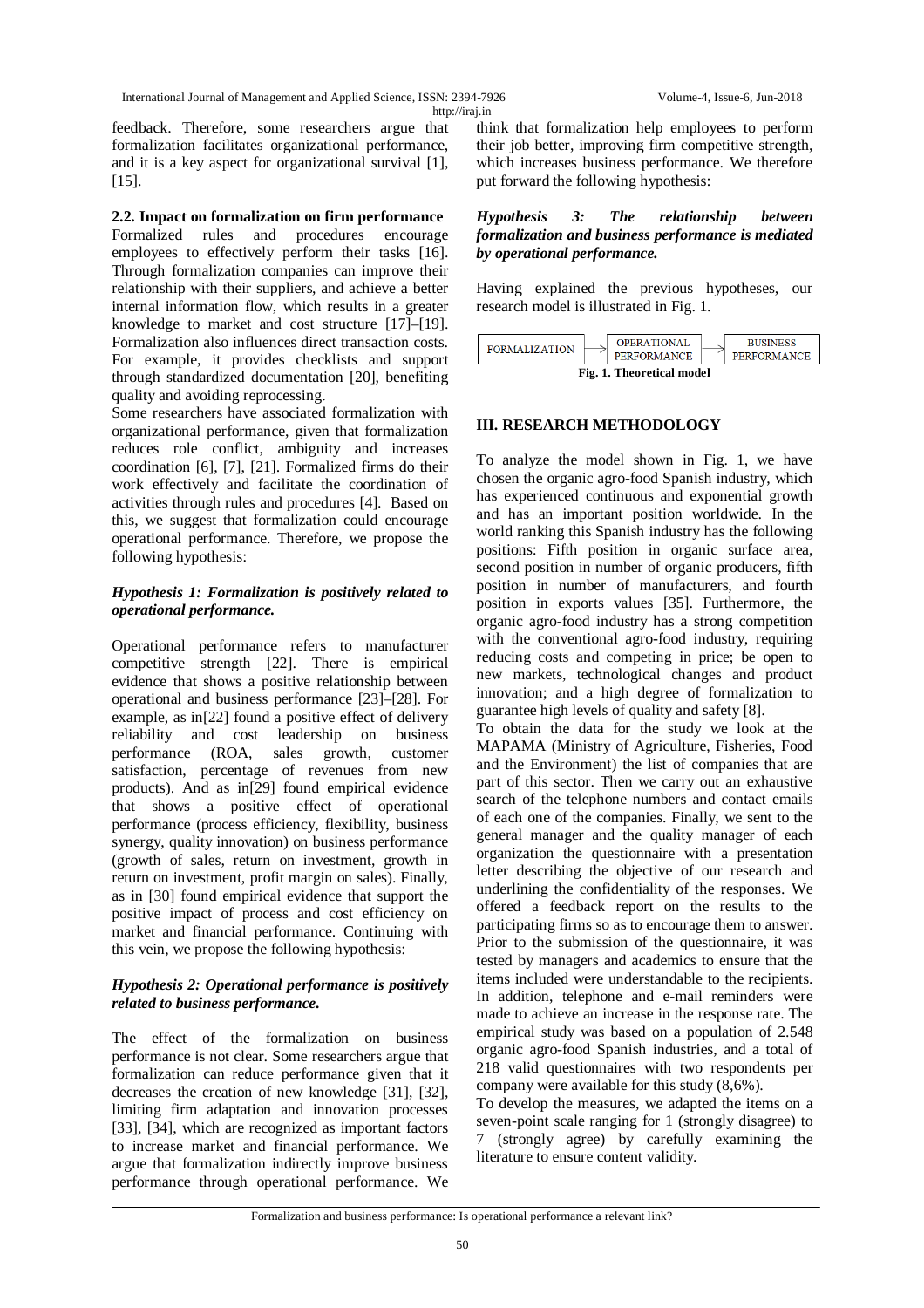feedback. Therefore, some researchers argue that formalization facilitates organizational performance, and it is a key aspect for organizational survival [1], [15].

### 2.2. Impact on formalization on firm performance

Formalized rules and procedures encourage employees to effectively perform their tasks [16]. Through formalization companies can improve their relationship with their suppliers, and achieve a better internal information flow, which results in a greater knowledge to market and cost structure [17]–[19]. Formalization also influences direct transaction costs. For example, it provides checklists and support through standardized documentation [20], benefiting quality and avoiding reprocessing.

Some researchers have associated formalization with organizational performance, given that formalization reduces role conflict, ambiguity and increases coordination [6], [7], [21]. Formalized firms do their work effectively and facilitate the coordination of activities through rules and procedures [4]. Based on this, we suggest that formalization could encourage operational performance. Therefore, we propose the following hypothesis:

***Hypothesis 1: Formalization is positively related to operational performance.***

Operational performance refers to manufacturer competitive strength [22]. There is empirical evidence that shows a positive relationship between operational and business performance [23]–[28]. For example, as in[22] found a positive effect of delivery reliability and cost leadership on business performance (ROA, sales growth, customer satisfaction, percentage of revenues from new products). And as in[29] found empirical evidence that shows a positive effect of operational performance (process efficiency, flexibility, business synergy, quality innovation) on business performance (growth of sales, return on investment, growth in return on investment, profit margin on sales). Finally, as in [30] found empirical evidence that support the positive impact of process and cost efficiency on market and financial performance. Continuing with this vein, we propose the following hypothesis:

***Hypothesis 2: Operational performance is positively related to business performance.***

The effect of the formalization on business performance is not clear. Some researchers argue that formalization can reduce performance given that it decreases the creation of new knowledge [31], [32], limiting firm adaptation and innovation processes [33], [34], which are recognized as important factors to increase market and financial performance. We argue that formalization indirectly improve business performance through operational performance. We think that formalization help employees to perform their job better, improving firm competitive strength, which increases business performance. We therefore put forward the following hypothesis:

***Hypothesis 3: The relationship between formalization and business performance is mediated by operational performance.***

Having explained the previous hypotheses, our research model is illustrated in Fig. 1.

FORMALIZATION → OPERATIONAL PERFORMANCE → BUSINESS PERFORMANCE

**Fig. 1. Theoretical model**

## III. RESEARCH METHODOLOGY

To analyze the model shown in Fig. 1, we have chosen the organic agro-food Spanish industry, which has experienced continuous and exponential growth and has an important position worldwide. In the world ranking this Spanish industry has the following positions: Fifth position in organic surface area, second position in number of organic producers, fifth position in number of manufacturers, and fourth position in exports values [35]. Furthermore, the organic agro-food industry has a strong competition with the conventional agro-food industry, requiring reducing costs and competing in price; be open to new markets, technological changes and product innovation; and a high degree of formalization to guarantee high levels of quality and safety [8].

To obtain the data for the study we look at the MAPAMA (Ministry of Agriculture, Fisheries, Food and the Environment) the list of companies that are part of this sector. Then we carry out an exhaustive search of the telephone numbers and contact emails of each one of the companies. Finally, we sent to the general manager and the quality manager of each organization the questionnaire with a presentation letter describing the objective of our research and underlining the confidentiality of the responses. We offered a feedback report on the results to the participating firms so as to encourage them to answer. Prior to the submission of the questionnaire, it was tested by managers and academics to ensure that the items included were understandable to the recipients. In addition, telephone and e-mail reminders were made to achieve an increase in the response rate. The empirical study was based on a population of 2.548 organic agro-food Spanish industries, and a total of 218 valid questionnaires with two respondents per company were available for this study (8,6%).

To develop the measures, we adapted the items on a seven-point scale ranging for 1 (strongly disagree) to 7 (strongly agree) by carefully examining the literature to ensure content validity.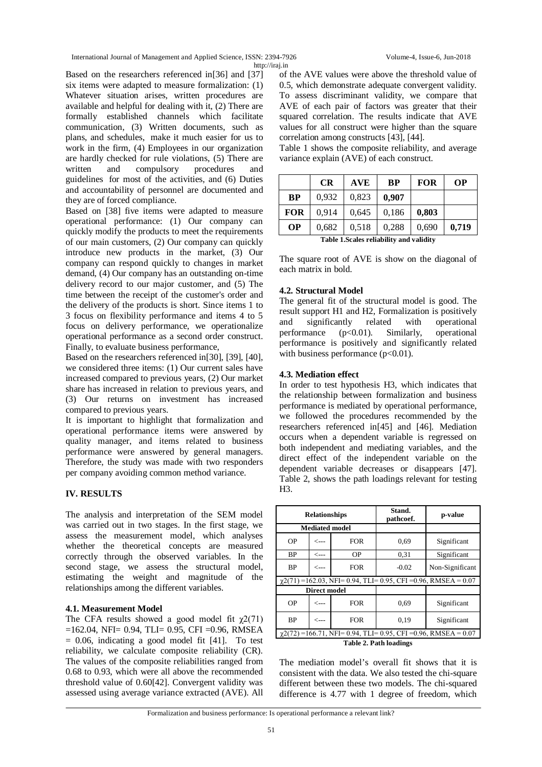Based on the researchers referenced in[36] and [37] six items were adapted to measure formalization: (1) Whatever situation arises, written procedures are available and helpful for dealing with it, (2) There are formally established channels which facilitate communication, (3) Written documents, such as plans, and schedules, make it much easier for us to work in the firm, (4) Employees in our organization are hardly checked for rule violations, (5) There are written and compulsory procedures and guidelines for most of the activities, and (6) Duties and accountability of personnel are documented and they are of forced compliance.

Based on [38] five items were adapted to measure operational performance: (1) Our company can quickly modify the products to meet the requirements of our main customers, (2) Our company can quickly introduce new products in the market, (3) Our company can respond quickly to changes in market demand, (4) Our company has an outstanding on-time delivery record to our major customer, and (5) The time between the receipt of the customer's order and the delivery of the products is short. Since items 1 to 3 focus on flexibility performance and items 4 to 5 focus on delivery performance, we operationalize operational performance as a second order construct. Finally, to evaluate business performance,

Based on the researchers referenced in[30], [39], [40], we considered three items: (1) Our current sales have increased compared to previous years, (2) Our market share has increased in relation to previous years, and (3) Our returns on investment has increased compared to previous years.

It is important to highlight that formalization and operational performance items were answered by quality manager, and items related to business performance were answered by general managers. Therefore, the study was made with two responders per company avoiding common method variance.

## IV. RESULTS

The analysis and interpretation of the SEM model was carried out in two stages. In the first stage, we assess the measurement model, which analyses whether the theoretical concepts are measured correctly through the observed variables. In the second stage, we assess the structural model, estimating the weight and magnitude of the relationships among the different variables.

### 4.1. Measurement Model

The CFA results showed a good model fit $\chi2(71)$ =162.04, NFI= 0.94, TLI= 0.95, CFI =0.96, RMSEA = 0.06, indicating a good model fit [41]. To test reliability, we calculate composite reliability (CR). The values of the composite reliabilities ranged from 0.68 to 0.93, which were all above the recommended threshold value of 0.60[42]. Convergent validity was assessed using average variance extracted (AVE). All of the AVE values were above the threshold value of 0.5, which demonstrate adequate convergent validity. To assess discriminant validity, we compare that AVE of each pair of factors was greater that their squared correlation. The results indicate that AVE values for all construct were higher than the square correlation among constructs [43], [44].

Table 1 shows the composite reliability, and average variance explain (AVE) of each construct.

| | CR | AVE | BP | FOR | OP |
|---|---|---|---|---|---|
| **BP** | 0,932 | 0,823 | **0,907** | | |
| **FOR** | 0,914 | 0,645 | 0,186 | **0,803** | |
| **OP** | 0,682 | 0,518 | 0,288 | 0,690 | **0,719** |

**Table 1.Scales reliability and validity**

The square root of AVE is show on the diagonal of each matrix in bold.

### 4.2. Structural Model

The general fit of the structural model is good. The result support H1 and H2, Formalization is positively and significantly related with operational performance ($p<0.01$). Similarly, operational performance is positively and significantly related with business performance ($p<0.01$).

### 4.3. Mediation effect

In order to test hypothesis H3, which indicates that the relationship between formalization and business performance is mediated by operational performance, we followed the procedures recommended by the researchers referenced in[45] and [46]. Mediation occurs when a dependent variable is regressed on both independent and mediating variables, and the direct effect of the independent variable on the dependent variable decreases or disappears [47]. Table 2, shows the path loadings relevant for testing H3.

| Relationships | | | Stand. pathcoef. | p-value |
|---|---|---|---|---|
| **Mediated model** | | | | |
| OP | <--- | FOR | 0,69 | Significant |
| BP | <--- | OP | 0,31 | Significant |
| BP | <--- | FOR | -0.02 | Non-Significant |
| $\chi2(71)$ =162.03, NFI= 0.94, TLI= 0.95, CFI =0.96, RMSEA = 0.07 | | | | |
| **Direct model** | | | | |
| OP | <--- | FOR | 0,69 | Significant |
| BP | <--- | FOR | 0,19 | Significant |
| $\chi2(72)$ =166.71, NFI= 0.94, TLI= 0.95, CFI =0.96, RMSEA = 0.07 | | | | |

**Table 2. Path loadings**

The mediation model's overall fit shows that it is consistent with the data. We also tested the chi-square different between these two models. The chi-squared difference is 4.77 with 1 degree of freedom, which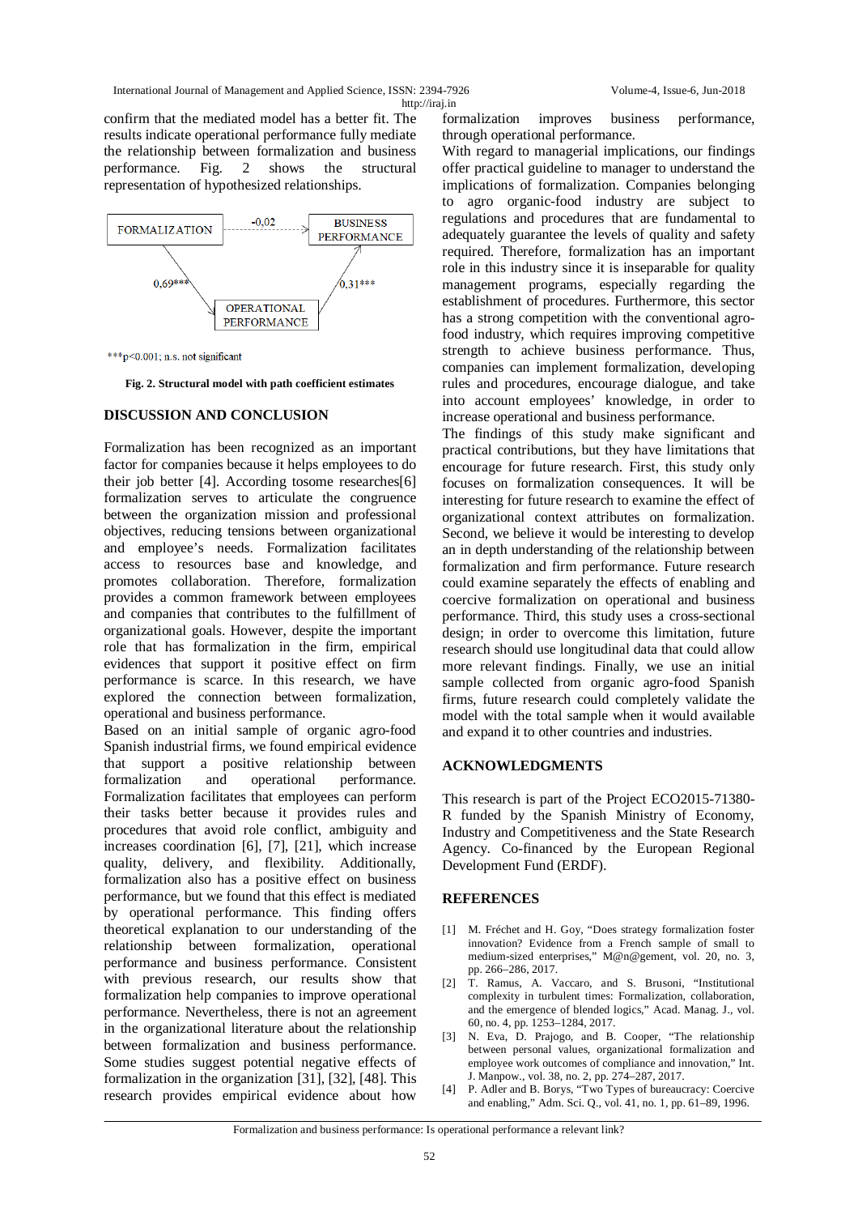confirm that the mediated model has a better fit. The results indicate operational performance fully mediate the relationship between formalization and business performance. Fig. 2 shows the structural representation of hypothesized relationships.

FORMALIZATION → BUSINESS PERFORMANCE: -0,02
FORMALIZATION → OPERATIONAL PERFORMANCE: 0,69***
OPERATIONAL PERFORMANCE → BUSINESS PERFORMANCE: 0,31***

***p<0.001; n.s. not significant

**Fig. 2. Structural model with path coefficient estimates**

## DISCUSSION AND CONCLUSION

Formalization has been recognized as an important factor for companies because it helps employees to do their job better [4]. According tosome researches[6] formalization serves to articulate the congruence between the organization mission and professional objectives, reducing tensions between organizational and employee's needs. Formalization facilitates access to resources base and knowledge, and promotes collaboration. Therefore, formalization provides a common framework between employees and companies that contributes to the fulfillment of organizational goals. However, despite the important role that has formalization in the firm, empirical evidences that support it positive effect on firm performance is scarce. In this research, we have explored the connection between formalization, operational and business performance.

Based on an initial sample of organic agro-food Spanish industrial firms, we found empirical evidence that support a positive relationship between formalization and operational performance. Formalization facilitates that employees can perform their tasks better because it provides rules and procedures that avoid role conflict, ambiguity and increases coordination [6], [7], [21], which increase quality, delivery, and flexibility. Additionally, formalization also has a positive effect on business performance, but we found that this effect is mediated by operational performance. This finding offers theoretical explanation to our understanding of the relationship between formalization, operational performance and business performance. Consistent with previous research, our results show that formalization help companies to improve operational performance. Nevertheless, there is not an agreement in the organizational literature about the relationship between formalization and business performance. Some studies suggest potential negative effects of formalization in the organization [31], [32], [48]. This research provides empirical evidence about how formalization improves business performance, through operational performance.

With regard to managerial implications, our findings offer practical guideline to manager to understand the implications of formalization. Companies belonging to agro organic-food industry are subject to regulations and procedures that are fundamental to adequately guarantee the levels of quality and safety required. Therefore, formalization has an important role in this industry since it is inseparable for quality management programs, especially regarding the establishment of procedures. Furthermore, this sector has a strong competition with the conventional agro-food industry, which requires improving competitive strength to achieve business performance. Thus, companies can implement formalization, developing rules and procedures, encourage dialogue, and take into account employees' knowledge, in order to increase operational and business performance.

The findings of this study make significant and practical contributions, but they have limitations that encourage for future research. First, this study only focuses on formalization consequences. It will be interesting for future research to examine the effect of organizational context attributes on formalization. Second, we believe it would be interesting to develop an in depth understanding of the relationship between formalization and firm performance. Future research could examine separately the effects of enabling and coercive formalization on operational and business performance. Third, this study uses a cross-sectional design; in order to overcome this limitation, future research should use longitudinal data that could allow more relevant findings. Finally, we use an initial sample collected from organic agro-food Spanish firms, future research could completely validate the model with the total sample when it would available and expand it to other countries and industries.

## ACKNOWLEDGMENTS

This research is part of the Project ECO2015-71380-R funded by the Spanish Ministry of Economy, Industry and Competitiveness and the State Research Agency. Co-financed by the European Regional Development Fund (ERDF).

## REFERENCES

[1] M. Fréchet and H. Goy, "Does strategy formalization foster innovation? Evidence from a French sample of small to medium-sized enterprises," M@n@gement, vol. 20, no. 3, pp. 266–286, 2017.

[2] T. Ramus, A. Vaccaro, and S. Brusoni, "Institutional complexity in turbulent times: Formalization, collaboration, and the emergence of blended logics," Acad. Manag. J., vol. 60, no. 4, pp. 1253–1284, 2017.

[3] N. Eva, D. Prajogo, and B. Cooper, "The relationship between personal values, organizational formalization and employee work outcomes of compliance and innovation," Int. J. Manpow., vol. 38, no. 2, pp. 274–287, 2017.

[4] P. Adler and B. Borys, "Two Types of bureaucracy: Coercive and enabling," Adm. Sci. Q., vol. 41, no. 1, pp. 61–89, 1996.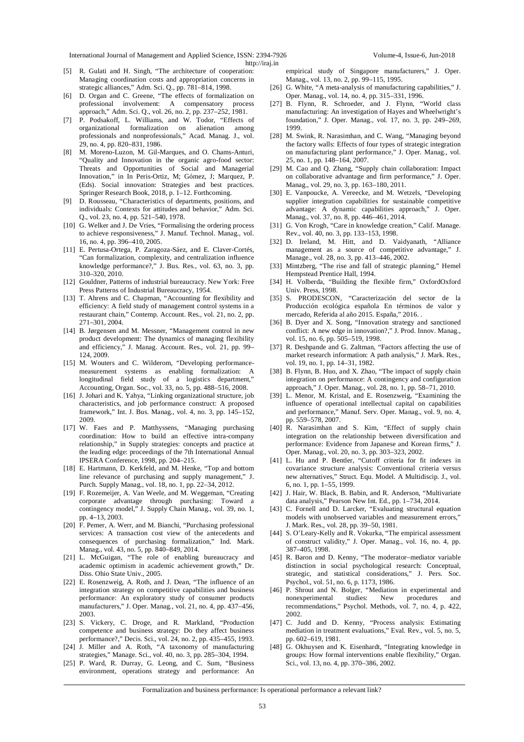[5] R. Gulati and H. Singh, "The architecture of cooperation: Managing coordination costs and appropriation concerns in strategic alliances," Adm. Sci. Q., pp. 781–814, 1998.

[6] D. Organ and C. Greene, "The effects of formalization on professional involvement: A compensatory process approach," Adm. Sci. Q., vol. 26, no. 2, pp. 237–252, 1981.

[7] P. Podsakoff, L. Williams, and W. Todor, "Effects of organizational formalization on alienation among professionals and nonprofessionals," Acad. Manag. J., vol. 29, no. 4, pp. 820–831, 1986.

[8] M. Moreno-Luzon, M. Gil-Marques, and O. Chams-Anturi, "Quality and Innovation in the organic agro-food sector: Threats and Opportunities of Social and Managerial Innovation," in In Peris-Ortiz, M; Gómez, J; Marquez, P. (Eds). Social innovation: Strategies and best practices. Springer Research Book, 2018, p. 1–12. Forthcoming.

[9] D. Rousseau, "Characteristics of departments, positions, and individuals: Contexts for attitudes and behavior," Adm. Sci. Q., vol. 23, no. 4, pp. 521–540, 1978.

[10] G. Welker and J. De Vries, "Formalising the ordering process to achieve responsiveness," J. Manuf. Technol. Manag., vol. 16, no. 4, pp. 396–410, 2005.

[11] E. Pertusa-Ortega, P. Zaragoza-Sáez, and E. Claver-Cortés, "Can formalization, complexity, and centralization influence knowledge performance?," J. Bus. Res., vol. 63, no. 3, pp. 310–320, 2010.

[12] Gouldner, Patterns of industrial bureaucracy. New York: Free Press Patterns of Industrial Bureaucracy, 1954.

[13] T. Ahrens and C. Chapman, "Accounting for flexibility and efficiency: A field study of management control systems in a restaurant chain," Contemp. Account. Res., vol. 21, no. 2, pp. 271–301, 2004.

[14] B. Jørgensen and M. Messner, "Management control in new product development: The dynamics of managing flexibility and efficiency," J. Manag. Account. Res., vol. 21, pp. 99–124, 2009.

[15] M. Wouters and C. Wilderom, "Developing performance-measurement systems as enabling formalization: A longitudinal field study of a logistics department," Accounting, Organ. Soc., vol. 33, no. 5, pp. 488–516, 2008.

[16] J. Johari and K. Yahya, "Linking organizational structure, job characteristics, and job performance construct: A proposed framework," Int. J. Bus. Manag., vol. 4, no. 3, pp. 145–152, 2009.

[17] W. Faes and P. Matthyssens, "Managing purchasing coordination: How to build an effective intra-company relationship," in Supply strategies: concepts and practice at the leading edge: proceedings of the 7th International Annual IPSERA Conference, 1998, pp. 204–215.

[18] E. Hartmann, D. Kerkfeld, and M. Henke, "Top and bottom line relevance of purchasing and supply management," J. Purch. Supply Manag., vol. 18, no. 1, pp. 22–34, 2012.

[19] F. Rozemeijer, A. Van Weele, and M. Weggeman, "Creating corporate advantage through purchasing: Toward a contingency model," J. Supply Chain Manag., vol. 39, no. 1, pp. 4–13, 2003.

[20] F. Pemer, A. Werr, and M. Bianchi, "Purchasing professional services: A transaction cost view of the antecedents and consequences of purchasing formalization," Ind. Mark. Manag., vol. 43, no. 5, pp. 840–849, 2014.

[21] L. McGuigan, "The role of enabling bureaucracy and academic optimism in academic achievement growth," Dr. Diss. Ohio State Univ., 2005.

[22] E. Rosenzweig, A. Roth, and J. Dean, "The influence of an integration strategy on competitive capabilities and business performance: An exploratory study of consumer products manufacturers," J. Oper. Manag., vol. 21, no. 4, pp. 437–456, 2003.

[23] S. Vickery, C. Droge, and R. Markland, "Production competence and business strategy: Do they affect business performance?," Decis. Sci., vol. 24, no. 2, pp. 435–455, 1993.

[24] J. Miller and A. Roth, "A taxonomy of manufacturing strategies," Manage. Sci., vol. 40, no. 3, pp. 285–304, 1994.

[25] P. Ward, R. Durray, G. Leong, and C. Sum, "Business environment, operations strategy and performance: An empirical study of Singapore manufacturers," J. Oper. Manag., vol. 13, no. 2, pp. 99–115, 1995.

[26] G. White, "A meta-analysis of manufacturing capabilities," J. Oper. Manag., vol. 14, no. 4, pp. 315–331, 1996.

[27] B. Flynn, R. Schroeder, and J. Flynn, "World class manufacturing: An investigation of Hayes and Wheelwright's foundation," J. Oper. Manag., vol. 17, no. 3, pp. 249–269, 1999.

[28] M. Swink, R. Narasimhan, and C. Wang, "Managing beyond the factory walls: Effects of four types of strategic integration on manufacturing plant performance," J. Oper. Manag., vol. 25, no. 1, pp. 148–164, 2007.

[29] M. Cao and Q. Zhang, "Supply chain collaboration: Impact on collaborative advantage and firm performance," J. Oper. Manag., vol. 29, no. 3, pp. 163–180, 2011.

[30] E. Vanpoucke, A. Vereecke, and M. Wetzels, "Developing supplier integration capabilities for sustainable competitive advantage: A dynamic capabilities approach," J. Oper. Manag., vol. 37, no. 8, pp. 446–461, 2014.

[31] G. Von Krogh, "Care in knowledge creation," Calif. Manage. Rev., vol. 40, no. 3, pp. 133–153, 1998.

[32] D. Ireland, M. Hitt, and D. Vaidyanath, "Alliance management as a source of competitive advantage," J. Manage., vol. 28, no. 3, pp. 413–446, 2002.

[33] Mintzberg, "The rise and fall of strategic planning," Hemel Hempstead Prentice Hall, 1994.

[34] H. Volberda, "Building the flexible firm," OxfordOxford Univ. Press, 1998.

[35] S. PRODESCON, "Caracterización del sector de la Producción ecológica española En términos de valor y mercado, Referida al año 2015. España," 2016. .

[36] B. Dyer and X. Song, "Innovation strategy and sanctioned conflict: A new edge in innovation?," J. Prod. Innov. Manag., vol. 15, no. 6, pp. 505–519, 1998.

[37] R. Deshpande and G. Zaltman, "Factors affecting the use of market research information: A path analysis," J. Mark. Res., vol. 19, no. 1, pp. 14–31, 1982.

[38] B. Flynn, B. Huo, and X. Zhao, "The impact of supply chain integration on performance: A contingency and configuration approach," J. Oper. Manag., vol. 28, no. 1, pp. 58–71, 2010.

[39] L. Menor, M. Kristal, and E. Rosenzweig, "Examining the influence of operational intellectual capital on capabilities and performance," Manuf. Serv. Oper. Manag., vol. 9, no. 4, pp. 559–578, 2007.

[40] R. Narasimhan and S. Kim, "Effect of supply chain integration on the relationship between diversification and performance: Evidence from Japanese and Korean firms," J. Oper. Manag., vol. 20, no. 3, pp. 303–323, 2002.

[41] L. Hu and P. Bentler, "Cutoff criteria for fit indexes in covariance structure analysis: Conventional criteria versus new alternatives," Struct. Equ. Model. A Multidiscip. J., vol. 6, no. 1, pp. 1–55, 1999.

[42] J. Hair, W. Black, B. Babin, and R. Anderson, "Multivariate data analysis," Pearson New Int. Ed., pp. 1–734, 2014.

[43] C. Fornell and D. Larcker, "Evaluating structural equation models with unobserved variables and measurement errors," J. Mark. Res., vol. 28, pp. 39–50, 1981.

[44] S. O'Leary-Kelly and R. Vokurka, "The empirical assessment of construct validity," J. Oper. Manag., vol. 16, no. 4, pp. 387–405, 1998.

[45] R. Baron and D. Kenny, "The moderator–mediator variable distinction in social psychological research: Conceptual, strategic, and statistical considerations," J. Pers. Soc. Psychol., vol. 51, no. 6, p. 1173, 1986.

[46] P. Shrout and N. Bolger, "Mediation in experimental and nonexperimental studies: New procedures and recommendations," Psychol. Methods, vol. 7, no. 4, p. 422, 2002.

[47] C. Judd and D. Kenny, "Process analysis: Estimating mediation in treatment evaluations," Eval. Rev., vol. 5, no. 5, pp. 602–619, 1981.

[48] G. Okhuysen and K. Eisenhardt, "Integrating knowledge in groups: How formal interventions enable flexibility," Organ. Sci., vol. 13, no. 4, pp. 370–386, 2002.